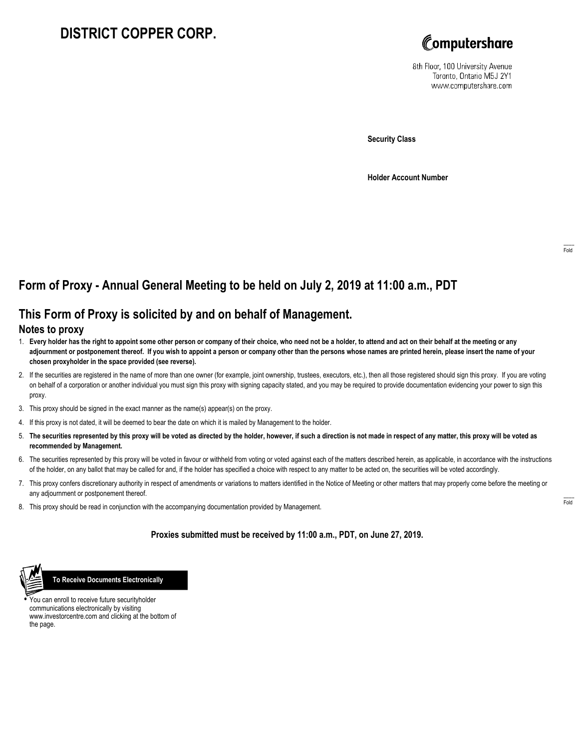# DISTRICT COPPER CORP.

Computershare

8th Floor, 100 University Avenue
Toronto, Ontario M5J 2Y1
www.computershare.com

**Security Class**

**Holder Account Number**

Fold

## Form of Proxy - Annual General Meeting to be held on July 2, 2019 at 11:00 a.m., PDT

## This Form of Proxy is solicited by and on behalf of Management.

### Notes to proxy

1. **Every holder has the right to appoint some other person or company of their choice, who need not be a holder, to attend and act on their behalf at the meeting or any adjournment or postponement thereof. If you wish to appoint a person or company other than the persons whose names are printed herein, please insert the name of your chosen proxyholder in the space provided (see reverse).**
2. If the securities are registered in the name of more than one owner (for example, joint ownership, trustees, executors, etc.), then all those registered should sign this proxy. If you are voting on behalf of a corporation or another individual you must sign this proxy with signing capacity stated, and you may be required to provide documentation evidencing your power to sign this proxy.
3. This proxy should be signed in the exact manner as the name(s) appear(s) on the proxy.
4. If this proxy is not dated, it will be deemed to bear the date on which it is mailed by Management to the holder.
5. **The securities represented by this proxy will be voted as directed by the holder, however, if such a direction is not made in respect of any matter, this proxy will be voted as recommended by Management.**
6. The securities represented by this proxy will be voted in favour or withheld from voting or voted against each of the matters described herein, as applicable, in accordance with the instructions of the holder, on any ballot that may be called for and, if the holder has specified a choice with respect to any matter to be acted on, the securities will be voted accordingly.
7. This proxy confers discretionary authority in respect of amendments or variations to matters identified in the Notice of Meeting or other matters that may properly come before the meeting or any adjournment or postponement thereof.
8. This proxy should be read in conjunction with the accompanying documentation provided by Management.

Fold

**Proxies submitted must be received by 11:00 a.m., PDT, on June 27, 2019.**

**To Receive Documents Electronically**

- You can enroll to receive future securityholder communications electronically by visiting www.investorcentre.com and clicking at the bottom of the page.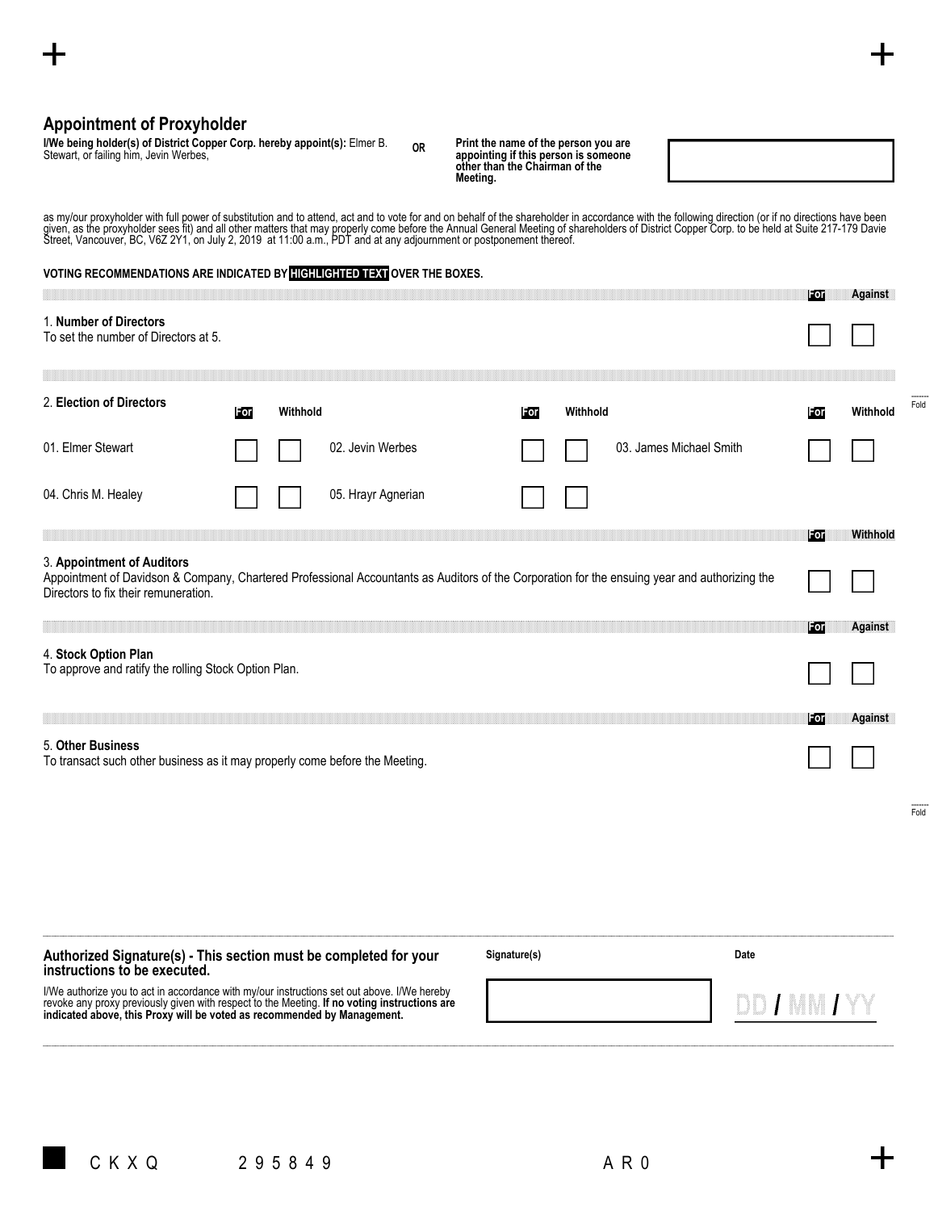## Appointment of Proxyholder

**I/We being holder(s) of District Copper Corp. hereby appoint(s):** Elmer B. Stewart, or failing him, Jevin Werbes,

**OR**

**Print the name of the person you are appointing if this person is someone other than the Chairman of the Meeting.**

as my/our proxyholder with full power of substitution and to attend, act and to vote for and on behalf of the shareholder in accordance with the following direction (or if no directions have been given, as the proxyholder sees fit) and all other matters that may properly come before the Annual General Meeting of shareholders of District Copper Corp. to be held at Suite 217-179 Davie Street, Vancouver, BC, V6Z 2Y1, on July 2, 2019 at 11:00 a.m., PDT and at any adjournment or postponement thereof.

**VOTING RECOMMENDATIONS ARE INDICATED BY HIGHLIGHTED TEXT OVER THE BOXES.**

| | For | Against |
|---|---|---|
| 1. **Number of Directors**<br>To set the number of Directors at 5. | ☐ | ☐ |

2. **Election of Directors**

| | For | Withhold | | For | Withhold | | For | Withhold |
|---|---|---|---|---|---|---|---|---|
| 01. Elmer Stewart | ☐ | ☐ | 02. Jevin Werbes | ☐ | ☐ | 03. James Michael Smith | ☐ | ☐ |
| 04. Chris M. Healey | ☐ | ☐ | 05. Hrayr Agnerian | ☐ | ☐ | | | |

| | For | Withhold |
|---|---|---|
| 3. **Appointment of Auditors**<br>Appointment of Davidson & Company, Chartered Professional Accountants as Auditors of the Corporation for the ensuing year and authorizing the Directors to fix their remuneration. | ☐ | ☐ |

| | For | Against |
|---|---|---|
| 4. **Stock Option Plan**<br>To approve and ratify the rolling Stock Option Plan. | ☐ | ☐ |

| | For | Against |
|---|---|---|
| 5. **Other Business**<br>To transact such other business as it may properly come before the Meeting. | ☐ | ☐ |

**Authorized Signature(s) - This section must be completed for your instructions to be executed.**

I/We authorize you to act in accordance with my/our instructions set out above. I/We hereby revoke any proxy previously given with respect to the Meeting. **If no voting instructions are indicated above, this Proxy will be voted as recommended by Management.**

**Signature(s)**

**Date**

DD / MM / YY

C K X Q 2 9 5 8 4 9 A R 0